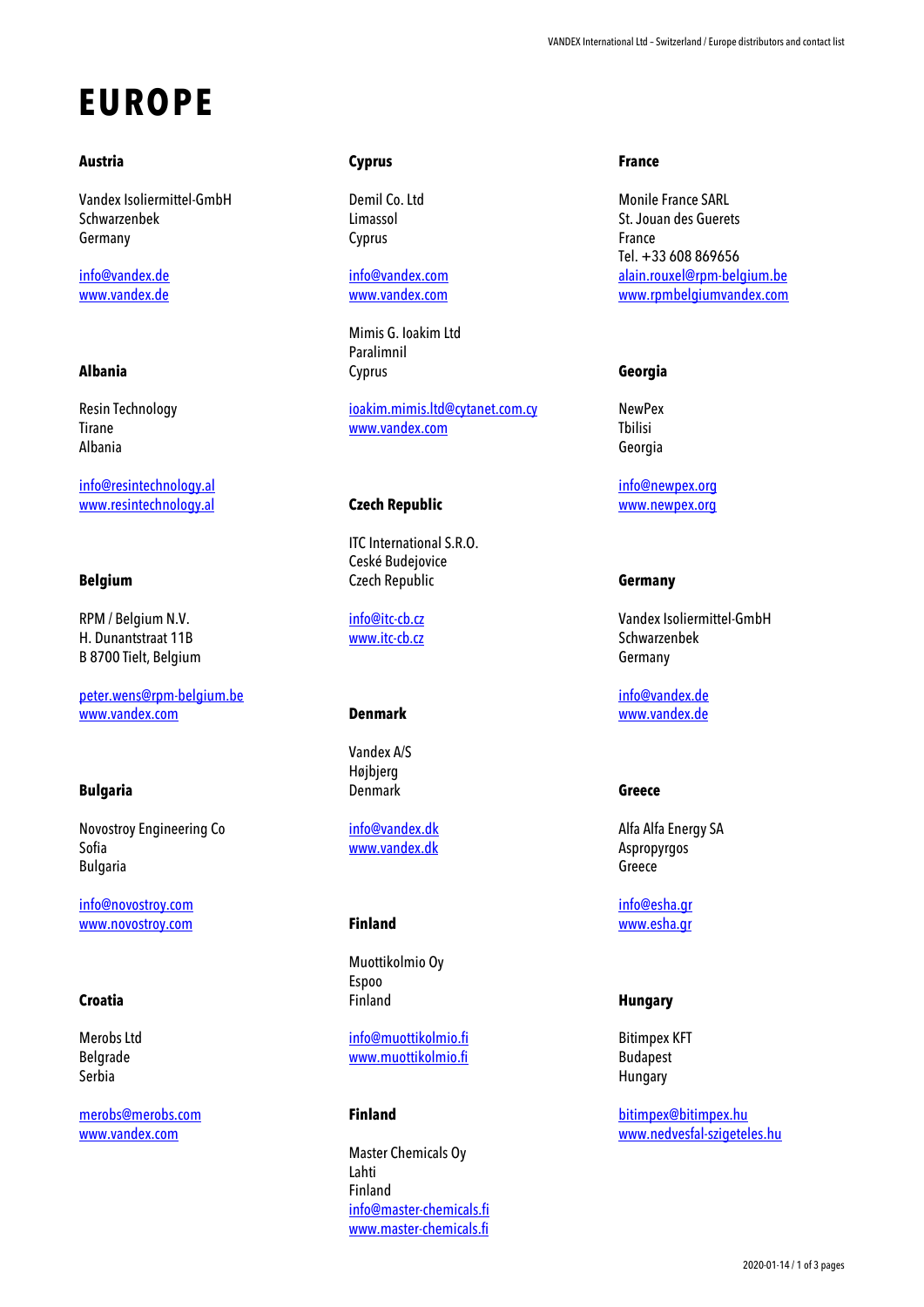# EUROPE

### Austria

Vandex Isoliermittel-GmbH
Schwarzenbek
Germany

info@vandex.de
www.vandex.de

### Albania

Resin Technology
Tirane
Albania

info@resintechnology.al
www.resintechnology.al

### Belgium

RPM / Belgium N.V.
H. Dunantstraat 11B
B 8700 Tielt, Belgium

peter.wens@rpm-belgium.be
www.vandex.com

### Bulgaria

Novostroy Engineering Co
Sofia
Bulgaria

info@novostroy.com
www.novostroy.com

### Croatia

Merobs Ltd
Belgrade
Serbia

merobs@merobs.com
www.vandex.com

### Cyprus

Demil Co. Ltd
Limassol
Cyprus

info@vandex.com
www.vandex.com

Mimis G. Ioakim Ltd
Paralimnil
Cyprus

ioakim.mimis.ltd@cytanet.com.cy
www.vandex.com

### Czech Republic

ITC International S.R.O.
Ceské Budejovice
Czech Republic

info@itc-cb.cz
www.itc-cb.cz

### Denmark

Vandex A/S
Højbjerg
Denmark

info@vandex.dk
www.vandex.dk

### Finland

Muottikolmio Oy
Espoo
Finland

info@muottikolmio.fi
www.muottikolmio.fi

### Finland

Master Chemicals Oy
Lahti
Finland
info@master-chemicals.fi
www.master-chemicals.fi

### France

Monile France SARL
St. Jouan des Guerets
France
Tel. +33 608 869656
alain.rouxel@rpm-belgium.be
www.rpmbelgiumvandex.com

### Georgia

NewPex
Tbilisi
Georgia

info@newpex.org
www.newpex.org

### Germany

Vandex Isoliermittel-GmbH
Schwarzenbek
Germany

info@vandex.de
www.vandex.de

### Greece

Alfa Alfa Energy SA
Aspropyrgos
Greece

info@esha.gr
www.esha.gr

### Hungary

Bitimpex KFT
Budapest
Hungary

bitimpex@bitimpex.hu
www.nedvesfal-szigeteles.hu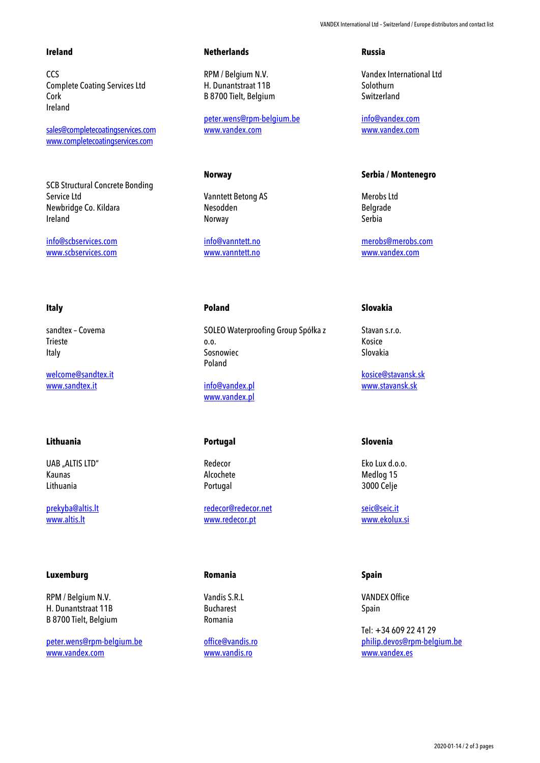## Ireland

CCS
Complete Coating Services Ltd
Cork
Ireland

sales@completecoatingservices.com
www.completecoatingservices.com

SCB Structural Concrete Bonding Service Ltd
Newbridge Co. Kildara
Ireland

info@scbservices.com
www.scbservices.com

## Italy

sandtex – Covema
Trieste
Italy

welcome@sandtex.it
www.sandtex.it

## Lithuania

UAB „ALTIS LTD"
Kaunas
Lithuania

prekyba@altis.lt
www.altis.lt

## Luxemburg

RPM / Belgium N.V.
H. Dunantstraat 11B
B 8700 Tielt, Belgium

peter.wens@rpm-belgium.be
www.vandex.com

## Netherlands

RPM / Belgium N.V.
H. Dunantstraat 11B
B 8700 Tielt, Belgium

peter.wens@rpm-belgium.be
www.vandex.com

## Norway

Vanntett Betong AS
Nesodden
Norway

info@vanntett.no
www.vanntett.no

## Poland

SOLEO Waterproofing Group Spółka z o.o.
Sosnowiec
Poland

info@vandex.pl
www.vandex.pl

## Portugal

Redecor
Alcochete
Portugal

redecor@redecor.net
www.redecor.pt

## Romania

Vandis S.R.L
Bucharest
Romania

office@vandis.ro
www.vandis.ro

## Russia

Vandex International Ltd
Solothurn
Switzerland

info@vandex.com
www.vandex.com

## Serbia / Montenegro

Merobs Ltd
Belgrade
Serbia

merobs@merobs.com
www.vandex.com

## Slovakia

Stavan s.r.o.
Kosice
Slovakia

kosice@stavansk.sk
www.stavansk.sk

## Slovenia

Eko Lux d.o.o.
Medlog 15
3000 Celje

seic@seic.it
www.ekolux.si

## Spain

VANDEX Office
Spain

Tel: +34 609 22 41 29
philip.devos@rpm-belgium.be
www.vandex.es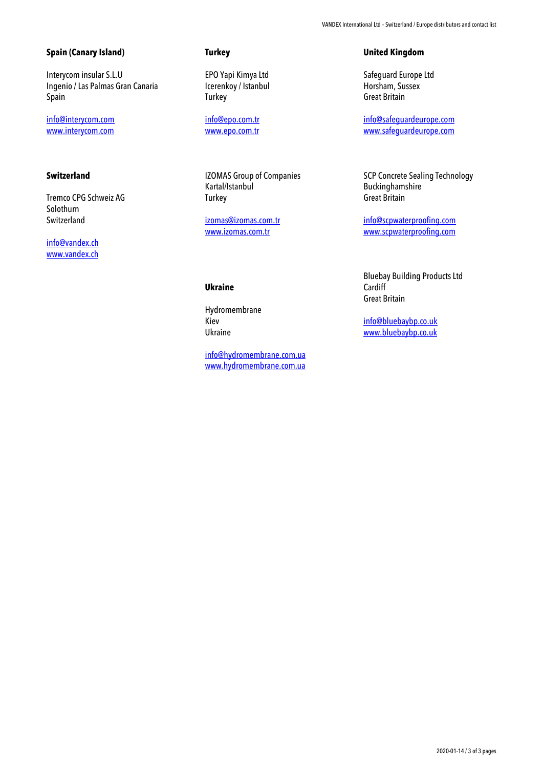**Spain (Canary Island)**

Interycom insular S.L.U
Ingenio / Las Palmas Gran Canaria
Spain

info@interycom.com
www.interycom.com

**Switzerland**

Tremco CPG Schweiz AG
Solothurn
Switzerland

info@vandex.ch
www.vandex.ch

**Turkey**

EPO Yapi Kimya Ltd
Icerenkoy / Istanbul
Turkey

info@epo.com.tr
www.epo.com.tr

IZOMAS Group of Companies
Kartal/Istanbul
Turkey

izomas@izomas.com.tr
www.izomas.com.tr

**Ukraine**

Hydromembrane
Kiev
Ukraine

info@hydromembrane.com.ua
www.hydromembrane.com.ua

**United Kingdom**

Safeguard Europe Ltd
Horsham, Sussex
Great Britain

info@safeguardeurope.com
www.safeguardeurope.com

SCP Concrete Sealing Technology
Buckinghamshire
Great Britain

info@scpwaterproofing.com
www.scpwaterproofing.com

Bluebay Building Products Ltd
Cardiff
Great Britain

info@bluebaybp.co.uk
www.bluebaybp.co.uk